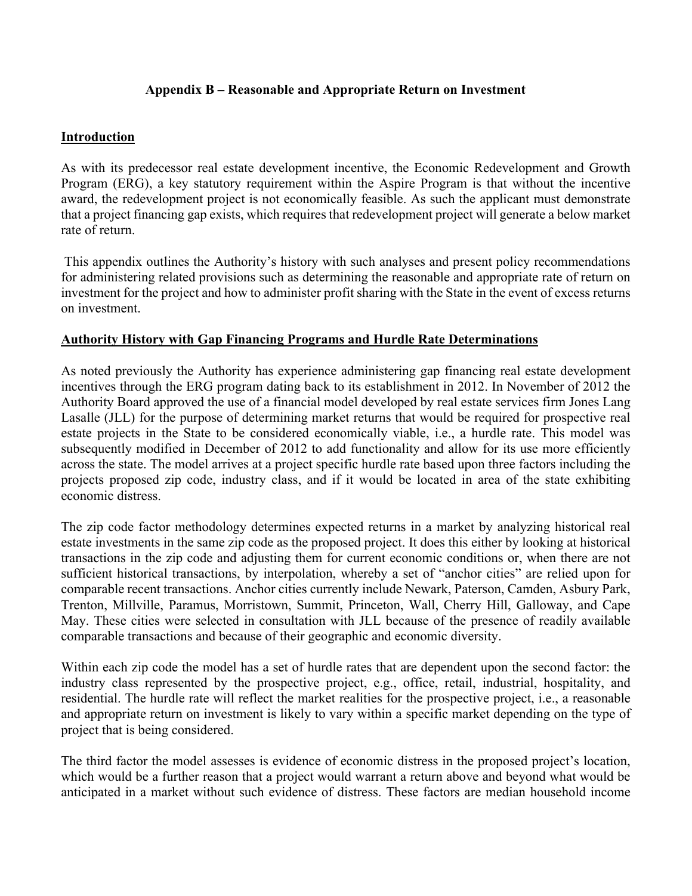## Appendix B – Reasonable and Appropriate Return on Investment

### Introduction

As with its predecessor real estate development incentive, the Economic Redevelopment and Growth Program (ERG), a key statutory requirement within the Aspire Program is that without the incentive award, the redevelopment project is not economically feasible. As such the applicant must demonstrate that a project financing gap exists, which requires that redevelopment project will generate a below market rate of return.

This appendix outlines the Authority's history with such analyses and present policy recommendations for administering related provisions such as determining the reasonable and appropriate rate of return on investment for the project and how to administer profit sharing with the State in the event of excess returns on investment.

### Authority History with Gap Financing Programs and Hurdle Rate Determinations

As noted previously the Authority has experience administering gap financing real estate development incentives through the ERG program dating back to its establishment in 2012. In November of 2012 the Authority Board approved the use of a financial model developed by real estate services firm Jones Lang Lasalle (JLL) for the purpose of determining market returns that would be required for prospective real estate projects in the State to be considered economically viable, i.e., a hurdle rate. This model was subsequently modified in December of 2012 to add functionality and allow for its use more efficiently across the state. The model arrives at a project specific hurdle rate based upon three factors including the projects proposed zip code, industry class, and if it would be located in area of the state exhibiting economic distress.

The zip code factor methodology determines expected returns in a market by analyzing historical real estate investments in the same zip code as the proposed project. It does this either by looking at historical transactions in the zip code and adjusting them for current economic conditions or, when there are not sufficient historical transactions, by interpolation, whereby a set of "anchor cities" are relied upon for comparable recent transactions. Anchor cities currently include Newark, Paterson, Camden, Asbury Park, Trenton, Millville, Paramus, Morristown, Summit, Princeton, Wall, Cherry Hill, Galloway, and Cape May. These cities were selected in consultation with JLL because of the presence of readily available comparable transactions and because of their geographic and economic diversity.

Within each zip code the model has a set of hurdle rates that are dependent upon the second factor: the industry class represented by the prospective project, e.g., office, retail, industrial, hospitality, and residential. The hurdle rate will reflect the market realities for the prospective project, i.e., a reasonable and appropriate return on investment is likely to vary within a specific market depending on the type of project that is being considered.

The third factor the model assesses is evidence of economic distress in the proposed project's location, which would be a further reason that a project would warrant a return above and beyond what would be anticipated in a market without such evidence of distress. These factors are median household income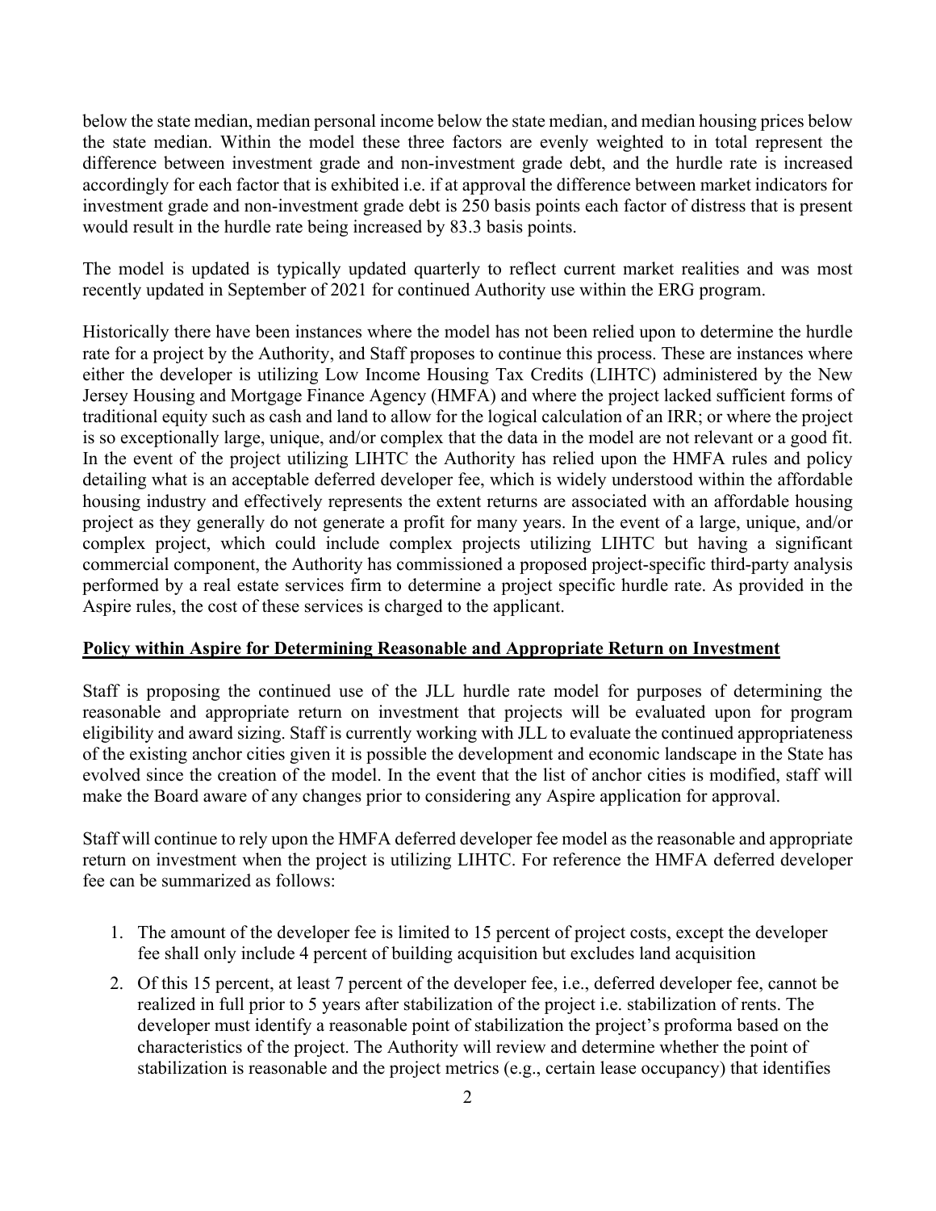below the state median, median personal income below the state median, and median housing prices below the state median. Within the model these three factors are evenly weighted to in total represent the difference between investment grade and non-investment grade debt, and the hurdle rate is increased accordingly for each factor that is exhibited i.e. if at approval the difference between market indicators for investment grade and non-investment grade debt is 250 basis points each factor of distress that is present would result in the hurdle rate being increased by 83.3 basis points.

The model is updated is typically updated quarterly to reflect current market realities and was most recently updated in September of 2021 for continued Authority use within the ERG program.

Historically there have been instances where the model has not been relied upon to determine the hurdle rate for a project by the Authority, and Staff proposes to continue this process. These are instances where either the developer is utilizing Low Income Housing Tax Credits (LIHTC) administered by the New Jersey Housing and Mortgage Finance Agency (HMFA) and where the project lacked sufficient forms of traditional equity such as cash and land to allow for the logical calculation of an IRR; or where the project is so exceptionally large, unique, and/or complex that the data in the model are not relevant or a good fit. In the event of the project utilizing LIHTC the Authority has relied upon the HMFA rules and policy detailing what is an acceptable deferred developer fee, which is widely understood within the affordable housing industry and effectively represents the extent returns are associated with an affordable housing project as they generally do not generate a profit for many years. In the event of a large, unique, and/or complex project, which could include complex projects utilizing LIHTC but having a significant commercial component, the Authority has commissioned a proposed project-specific third-party analysis performed by a real estate services firm to determine a project specific hurdle rate. As provided in the Aspire rules, the cost of these services is charged to the applicant.

**Policy within Aspire for Determining Reasonable and Appropriate Return on Investment**

Staff is proposing the continued use of the JLL hurdle rate model for purposes of determining the reasonable and appropriate return on investment that projects will be evaluated upon for program eligibility and award sizing. Staff is currently working with JLL to evaluate the continued appropriateness of the existing anchor cities given it is possible the development and economic landscape in the State has evolved since the creation of the model. In the event that the list of anchor cities is modified, staff will make the Board aware of any changes prior to considering any Aspire application for approval.

Staff will continue to rely upon the HMFA deferred developer fee model as the reasonable and appropriate return on investment when the project is utilizing LIHTC. For reference the HMFA deferred developer fee can be summarized as follows:

1. The amount of the developer fee is limited to 15 percent of project costs, except the developer fee shall only include 4 percent of building acquisition but excludes land acquisition
2. Of this 15 percent, at least 7 percent of the developer fee, i.e., deferred developer fee, cannot be realized in full prior to 5 years after stabilization of the project i.e. stabilization of rents. The developer must identify a reasonable point of stabilization the project's proforma based on the characteristics of the project. The Authority will review and determine whether the point of stabilization is reasonable and the project metrics (e.g., certain lease occupancy) that identifies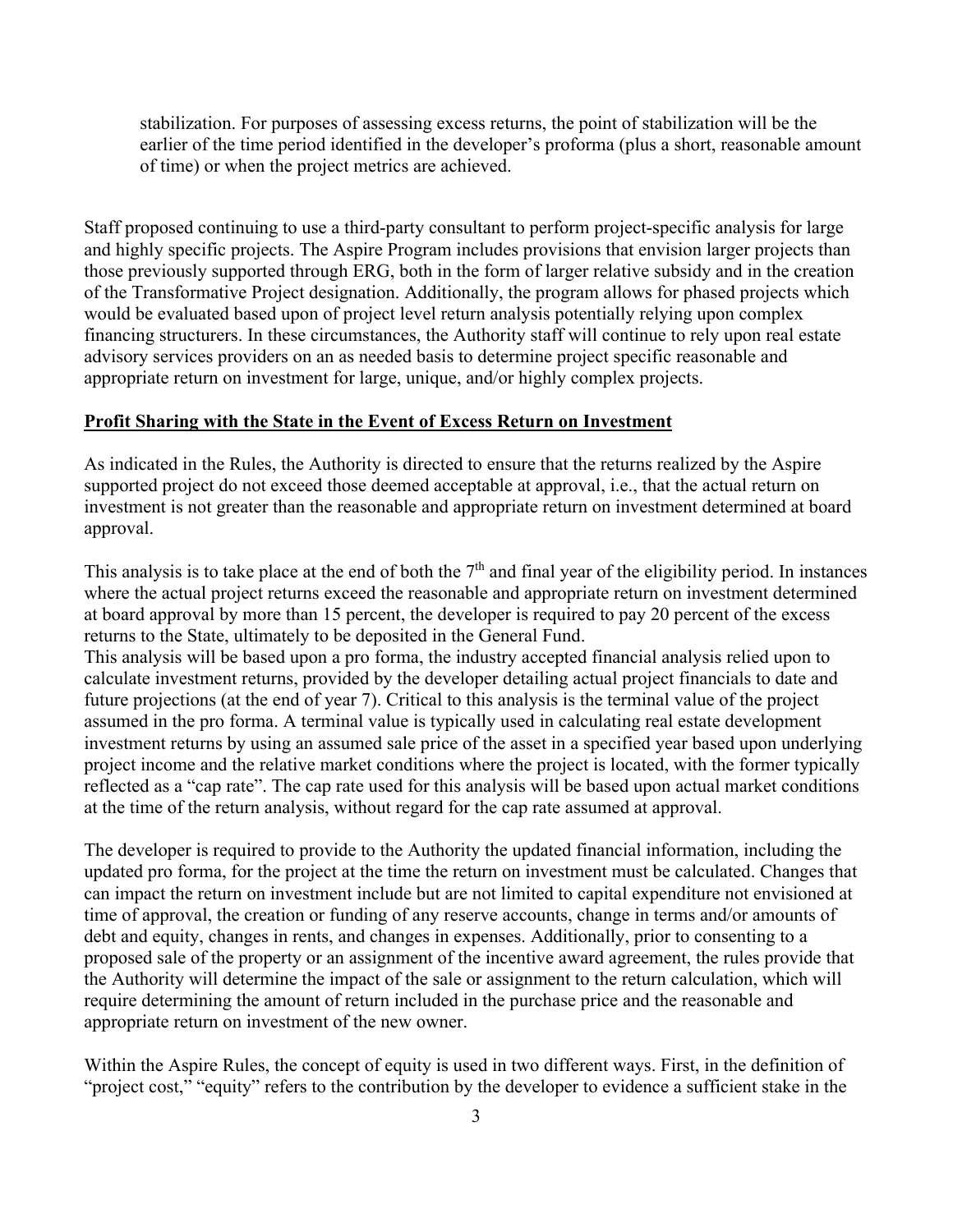stabilization. For purposes of assessing excess returns, the point of stabilization will be the earlier of the time period identified in the developer's proforma (plus a short, reasonable amount of time) or when the project metrics are achieved.

Staff proposed continuing to use a third-party consultant to perform project-specific analysis for large and highly specific projects. The Aspire Program includes provisions that envision larger projects than those previously supported through ERG, both in the form of larger relative subsidy and in the creation of the Transformative Project designation. Additionally, the program allows for phased projects which would be evaluated based upon of project level return analysis potentially relying upon complex financing structurers. In these circumstances, the Authority staff will continue to rely upon real estate advisory services providers on an as needed basis to determine project specific reasonable and appropriate return on investment for large, unique, and/or highly complex projects.

## Profit Sharing with the State in the Event of Excess Return on Investment

As indicated in the Rules, the Authority is directed to ensure that the returns realized by the Aspire supported project do not exceed those deemed acceptable at approval, i.e., that the actual return on investment is not greater than the reasonable and appropriate return on investment determined at board approval.

This analysis is to take place at the end of both the 7th and final year of the eligibility period. In instances where the actual project returns exceed the reasonable and appropriate return on investment determined at board approval by more than 15 percent, the developer is required to pay 20 percent of the excess returns to the State, ultimately to be deposited in the General Fund.

This analysis will be based upon a pro forma, the industry accepted financial analysis relied upon to calculate investment returns, provided by the developer detailing actual project financials to date and future projections (at the end of year 7). Critical to this analysis is the terminal value of the project assumed in the pro forma. A terminal value is typically used in calculating real estate development investment returns by using an assumed sale price of the asset in a specified year based upon underlying project income and the relative market conditions where the project is located, with the former typically reflected as a "cap rate". The cap rate used for this analysis will be based upon actual market conditions at the time of the return analysis, without regard for the cap rate assumed at approval.

The developer is required to provide to the Authority the updated financial information, including the updated pro forma, for the project at the time the return on investment must be calculated. Changes that can impact the return on investment include but are not limited to capital expenditure not envisioned at time of approval, the creation or funding of any reserve accounts, change in terms and/or amounts of debt and equity, changes in rents, and changes in expenses. Additionally, prior to consenting to a proposed sale of the property or an assignment of the incentive award agreement, the rules provide that the Authority will determine the impact of the sale or assignment to the return calculation, which will require determining the amount of return included in the purchase price and the reasonable and appropriate return on investment of the new owner.

Within the Aspire Rules, the concept of equity is used in two different ways. First, in the definition of "project cost," "equity" refers to the contribution by the developer to evidence a sufficient stake in the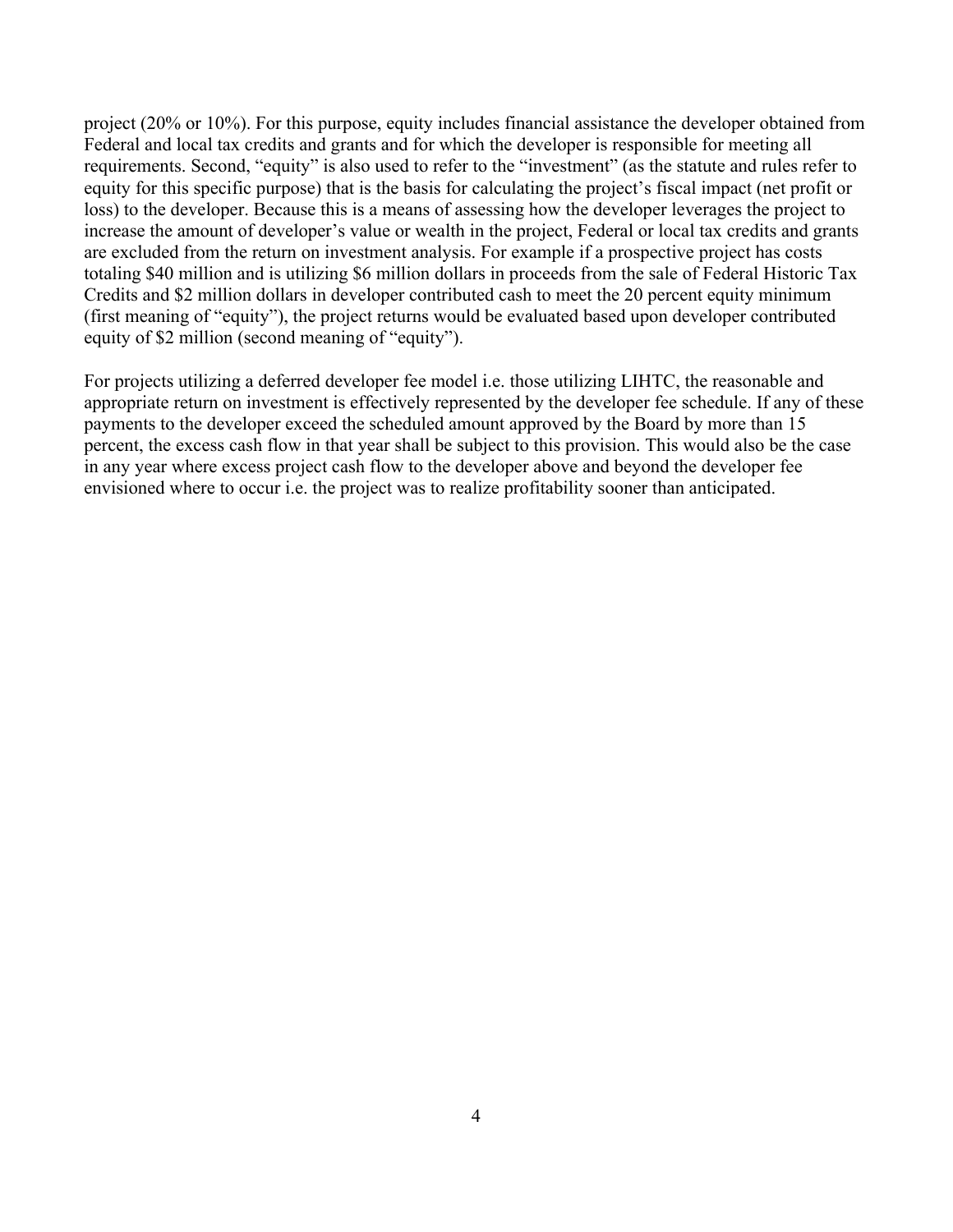project (20% or 10%). For this purpose, equity includes financial assistance the developer obtained from Federal and local tax credits and grants and for which the developer is responsible for meeting all requirements. Second, "equity" is also used to refer to the "investment" (as the statute and rules refer to equity for this specific purpose) that is the basis for calculating the project's fiscal impact (net profit or loss) to the developer. Because this is a means of assessing how the developer leverages the project to increase the amount of developer's value or wealth in the project, Federal or local tax credits and grants are excluded from the return on investment analysis. For example if a prospective project has costs totaling $40 million and is utilizing $6 million dollars in proceeds from the sale of Federal Historic Tax Credits and $2 million dollars in developer contributed cash to meet the 20 percent equity minimum (first meaning of "equity"), the project returns would be evaluated based upon developer contributed equity of $2 million (second meaning of "equity").

For projects utilizing a deferred developer fee model i.e. those utilizing LIHTC, the reasonable and appropriate return on investment is effectively represented by the developer fee schedule. If any of these payments to the developer exceed the scheduled amount approved by the Board by more than 15 percent, the excess cash flow in that year shall be subject to this provision. This would also be the case in any year where excess project cash flow to the developer above and beyond the developer fee envisioned where to occur i.e. the project was to realize profitability sooner than anticipated.